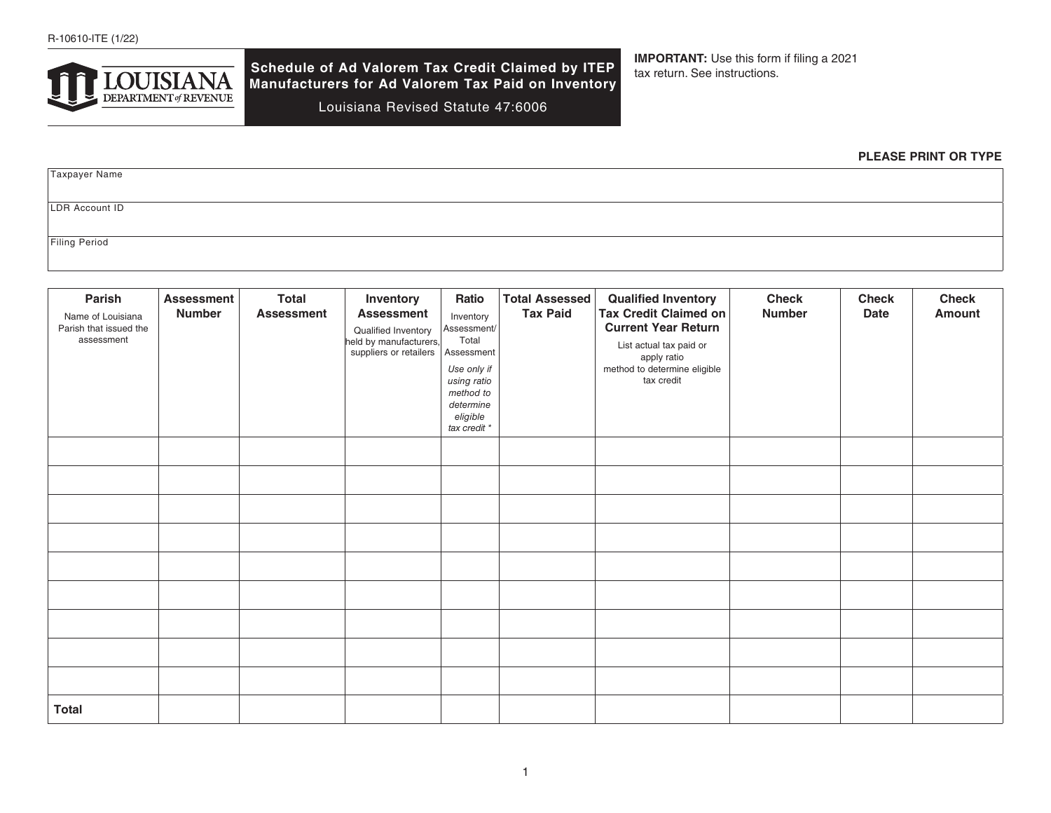R-10610-ITE (1/22)

LOUISIANA DEPARTMENT *of* REVENUE

# Schedule of Ad Valorem Tax Credit Claimed by ITEP Manufacturers for Ad Valorem Tax Paid on Inventory

Louisiana Revised Statute 47:6006

**IMPORTANT:** Use this form if filing a 2021 tax return. See instructions.

**PLEASE PRINT OR TYPE**

| |
|---|
| Taxpayer Name |
| LDR Account ID |
| Filing Period |

| **Parish** Name of Louisiana Parish that issued the assessment | **Assessment Number** | **Total Assessment** | **Inventory Assessment** Qualified Inventory held by manufacturers, suppliers or retailers | **Ratio** Inventory Assessment/ Total Assessment *Use only if using ratio method to determine eligible tax credit \** | **Total Assessed Tax Paid** | **Qualified Inventory Tax Credit Claimed on Current Year Return** List actual tax paid or apply ratio method to determine eligible tax credit | **Check Number** | **Check Date** | **Check Amount** |
|---|---|---|---|---|---|---|---|---|---|
| | | | | | | | | | |
| | | | | | | | | | |
| | | | | | | | | | |
| | | | | | | | | | |
| | | | | | | | | | |
| | | | | | | | | | |
| | | | | | | | | | |
| | | | | | | | | | |
| | | | | | | | | | |
| **Total** | | | | | | | | | |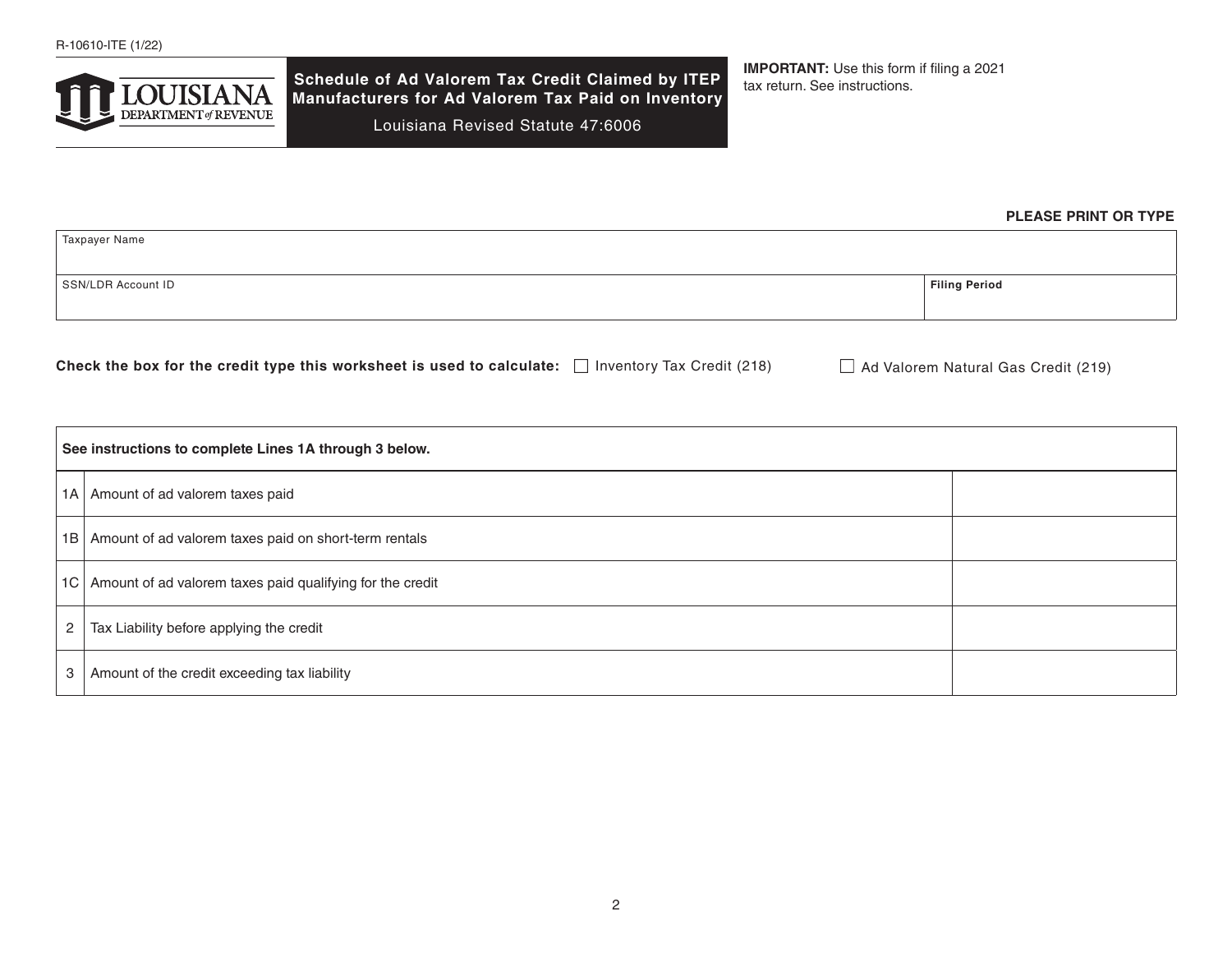R-10610-ITE (1/22)

**LOUISIANA DEPARTMENT of REVENUE**

# Schedule of Ad Valorem Tax Credit Claimed by ITEP Manufacturers for Ad Valorem Tax Paid on Inventory

Louisiana Revised Statute 47:6006

**IMPORTANT:** Use this form if filing a 2021 tax return. See instructions.

**PLEASE PRINT OR TYPE**

| Taxpayer Name | |
|---|---|
| SSN/LDR Account ID | **Filing Period** |

**Check the box for the credit type this worksheet is used to calculate:** ☐ Inventory Tax Credit (218) ☐ Ad Valorem Natural Gas Credit (219)

| | **See instructions to complete Lines 1A through 3 below.** | |
|---|---|---|
| 1A | Amount of ad valorem taxes paid | |
| 1B | Amount of ad valorem taxes paid on short-term rentals | |
| 1C | Amount of ad valorem taxes paid qualifying for the credit | |
| 2 | Tax Liability before applying the credit | |
| 3 | Amount of the credit exceeding tax liability | |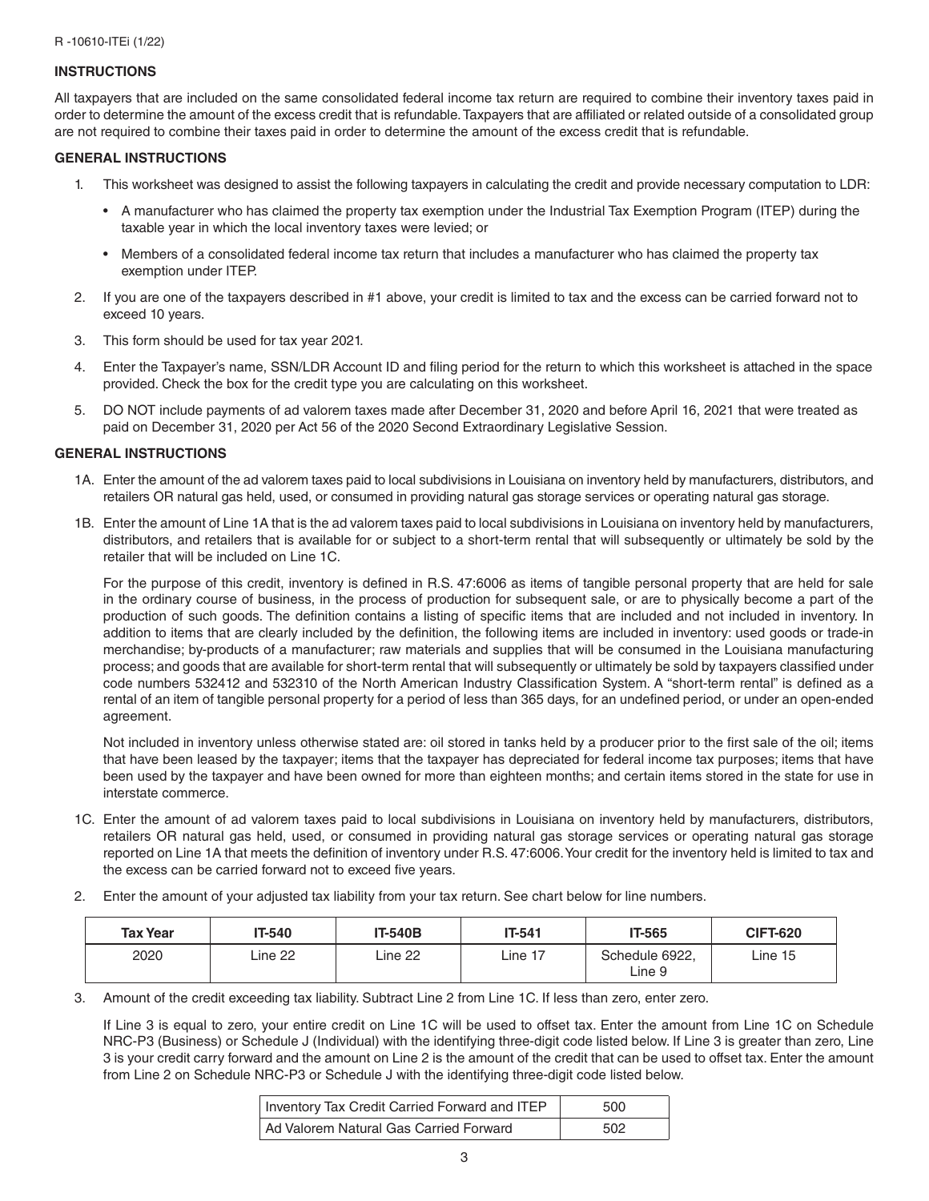R -10610-ITEi (1/22)

**INSTRUCTIONS**

All taxpayers that are included on the same consolidated federal income tax return are required to combine their inventory taxes paid in order to determine the amount of the excess credit that is refundable. Taxpayers that are affiliated or related outside of a consolidated group are not required to combine their taxes paid in order to determine the amount of the excess credit that is refundable.

**GENERAL INSTRUCTIONS**

1. This worksheet was designed to assist the following taxpayers in calculating the credit and provide necessary computation to LDR:
   - A manufacturer who has claimed the property tax exemption under the Industrial Tax Exemption Program (ITEP) during the taxable year in which the local inventory taxes were levied; or
   - Members of a consolidated federal income tax return that includes a manufacturer who has claimed the property tax exemption under ITEP.
2. If you are one of the taxpayers described in #1 above, your credit is limited to tax and the excess can be carried forward not to exceed 10 years.
3. This form should be used for tax year 2021.
4. Enter the Taxpayer's name, SSN/LDR Account ID and filing period for the return to which this worksheet is attached in the space provided. Check the box for the credit type you are calculating on this worksheet.
5. DO NOT include payments of ad valorem taxes made after December 31, 2020 and before April 16, 2021 that were treated as paid on December 31, 2020 per Act 56 of the 2020 Second Extraordinary Legislative Session.

**GENERAL INSTRUCTIONS**

1A. Enter the amount of the ad valorem taxes paid to local subdivisions in Louisiana on inventory held by manufacturers, distributors, and retailers OR natural gas held, used, or consumed in providing natural gas storage services or operating natural gas storage.

1B. Enter the amount of Line 1A that is the ad valorem taxes paid to local subdivisions in Louisiana on inventory held by manufacturers, distributors, and retailers that is available for or subject to a short-term rental that will subsequently or ultimately be sold by the retailer that will be included on Line 1C.

For the purpose of this credit, inventory is defined in R.S. 47:6006 as items of tangible personal property that are held for sale in the ordinary course of business, in the process of production for subsequent sale, or are to physically become a part of the production of such goods. The definition contains a listing of specific items that are included and not included in inventory. In addition to items that are clearly included by the definition, the following items are included in inventory: used goods or trade-in merchandise; by-products of a manufacturer; raw materials and supplies that will be consumed in the Louisiana manufacturing process; and goods that are available for short-term rental that will subsequently or ultimately be sold by taxpayers classified under code numbers 532412 and 532310 of the North American Industry Classification System. A "short-term rental" is defined as a rental of an item of tangible personal property for a period of less than 365 days, for an undefined period, or under an open-ended agreement.

Not included in inventory unless otherwise stated are: oil stored in tanks held by a producer prior to the first sale of the oil; items that have been leased by the taxpayer; items that the taxpayer has depreciated for federal income tax purposes; items that have been used by the taxpayer and have been owned for more than eighteen months; and certain items stored in the state for use in interstate commerce.

1C. Enter the amount of ad valorem taxes paid to local subdivisions in Louisiana on inventory held by manufacturers, distributors, retailers OR natural gas held, used, or consumed in providing natural gas storage services or operating natural gas storage reported on Line 1A that meets the definition of inventory under R.S. 47:6006. Your credit for the inventory held is limited to tax and the excess can be carried forward not to exceed five years.

2. Enter the amount of your adjusted tax liability from your tax return. See chart below for line numbers.

| Tax Year | IT-540 | IT-540B | IT-541 | IT-565 | CIFT-620 |
|---|---|---|---|---|---|
| 2020 | Line 22 | Line 22 | Line 17 | Schedule 6922, Line 9 | Line 15 |

3. Amount of the credit exceeding tax liability. Subtract Line 2 from Line 1C. If less than zero, enter zero.

If Line 3 is equal to zero, your entire credit on Line 1C will be used to offset tax. Enter the amount from Line 1C on Schedule NRC-P3 (Business) or Schedule J (Individual) with the identifying three-digit code listed below. If Line 3 is greater than zero, Line 3 is your credit carry forward and the amount on Line 2 is the amount of the credit that can be used to offset tax. Enter the amount from Line 2 on Schedule NRC-P3 or Schedule J with the identifying three-digit code listed below.

| | |
|---|---|
| Inventory Tax Credit Carried Forward and ITEP | 500 |
| Ad Valorem Natural Gas Carried Forward | 502 |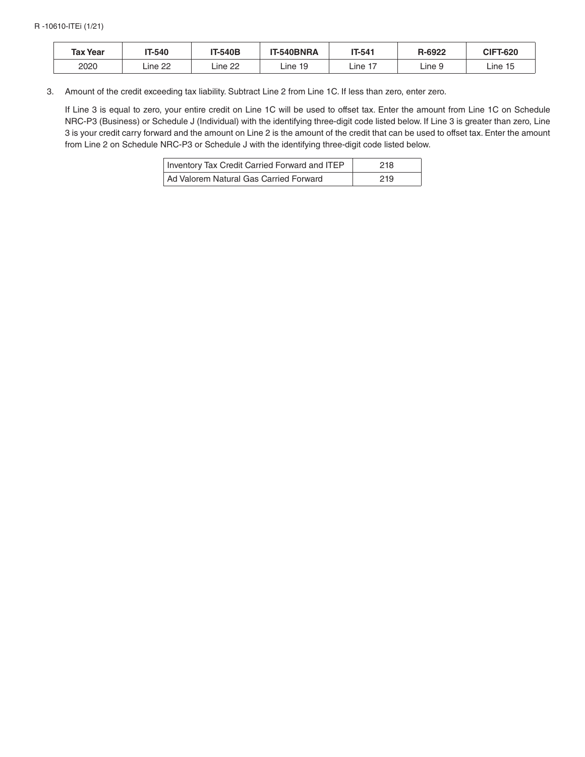| Tax Year | IT-540 | IT-540B | IT-540BNRA | IT-541 | R-6922 | CIFT-620 |
|---|---|---|---|---|---|---|
| 2020 | Line 22 | Line 22 | Line 19 | Line 17 | Line 9 | Line 15 |

3. Amount of the credit exceeding tax liability. Subtract Line 2 from Line 1C. If less than zero, enter zero.

   If Line 3 is equal to zero, your entire credit on Line 1C will be used to offset tax. Enter the amount from Line 1C on Schedule NRC-P3 (Business) or Schedule J (Individual) with the identifying three-digit code listed below. If Line 3 is greater than zero, Line 3 is your credit carry forward and the amount on Line 2 is the amount of the credit that can be used to offset tax. Enter the amount from Line 2 on Schedule NRC-P3 or Schedule J with the identifying three-digit code listed below.

| | |
|---|---|
| Inventory Tax Credit Carried Forward and ITEP | 218 |
| Ad Valorem Natural Gas Carried Forward | 219 |